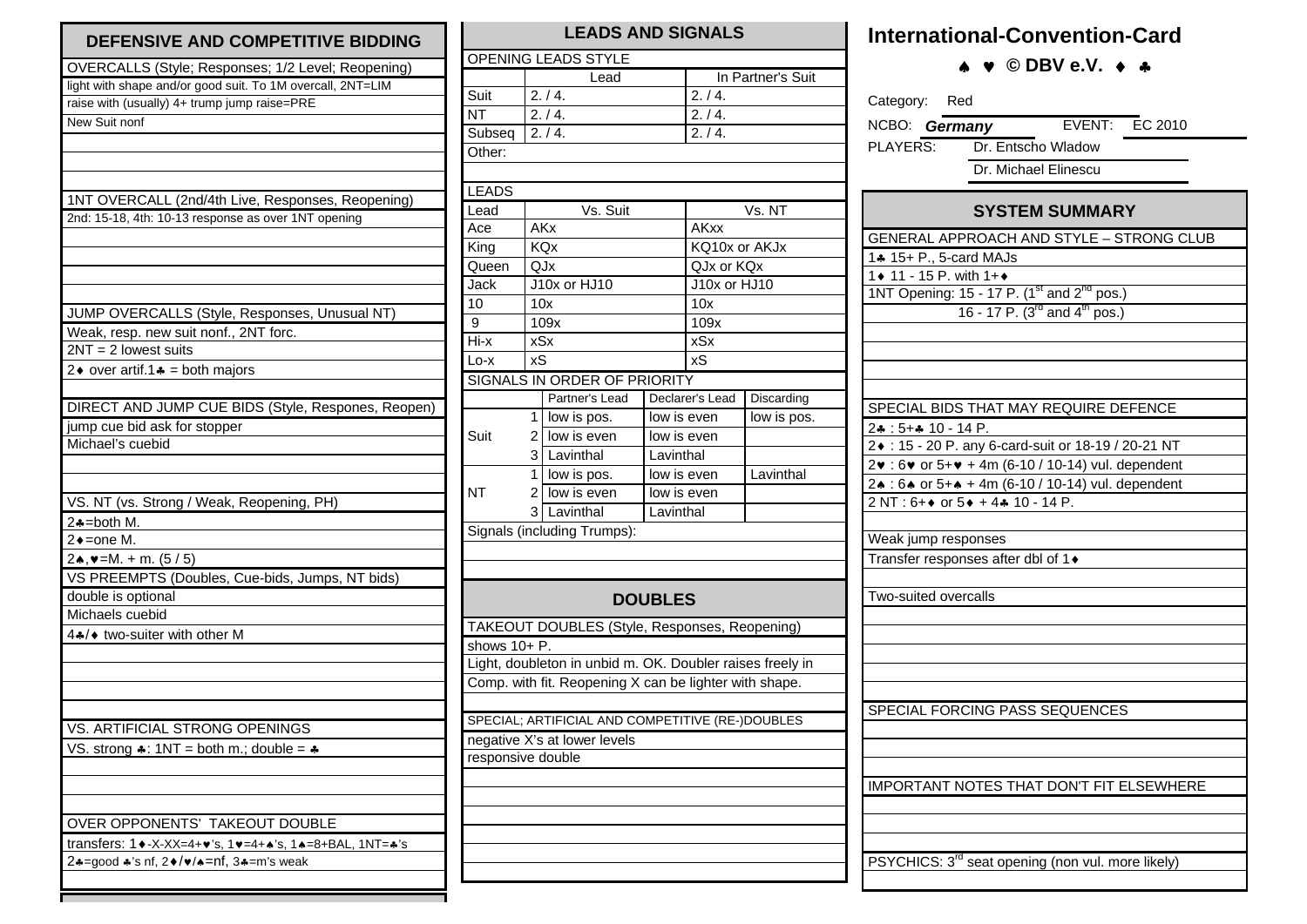# International-Convention-Card

♠ ♥ © DBV e.V. ♦ ♣

Category: Red

NCBO: *Germany* EVENT: EC 2010

PLAYERS: Dr. Entscho Wladow

Dr. Michael Elinescu

## SYSTEM SUMMARY

GENERAL APPROACH AND STYLE – STRONG CLUB

1♣ 15+ P., 5-card MAJs

1♦ 11 - 15 P. with 1+♦

1NT Opening: 15 - 17 P. (1st and 2nd pos.)

16 - 17 P. (3rd and 4th pos.)

SPECIAL BIDS THAT MAY REQUIRE DEFENCE

2♣ : 5+♣ 10 - 14 P.

2♦ : 15 - 20 P. any 6-card-suit or 18-19 / 20-21 NT

2♥ : 6♥ or 5+♥ + 4m (6-10 / 10-14) vul. dependent

2♠ : 6♠ or 5+♠ + 4m (6-10 / 10-14) vul. dependent

2 NT : 6+♦ or 5♦ + 4♣ 10 - 14 P.

Weak jump responses

Transfer responses after dbl of 1♦

Two-suited overcalls

SPECIAL FORCING PASS SEQUENCES

IMPORTANT NOTES THAT DON'T FIT ELSEWHERE

PSYCHICS: 3rd seat opening (non vul. more likely)

## DEFENSIVE AND COMPETITIVE BIDDING

OVERCALLS (Style; Responses; 1/2 Level; Reopening)

light with shape and/or good suit. To 1M overcall, 2NT=LIM

raise with (usually) 4+ trump jump raise=PRE

New Suit nonf

1NT OVERCALL (2nd/4th Live, Responses, Reopening)

2nd: 15-18, 4th: 10-13 response as over 1NT opening

JUMP OVERCALLS (Style, Responses, Unusual NT)

Weak, resp. new suit nonf., 2NT forc.

2NT = 2 lowest suits

2♦ over artif.1♣ = both majors

DIRECT AND JUMP CUE BIDS (Style, Respones, Reopen)

jump cue bid ask for stopper

Michael's cuebid

VS. NT (vs. Strong / Weak, Reopening, PH)

2♣=both M.

2♦=one M.

2♠,♥=M. + m. (5 / 5)

VS PREEMPTS (Doubles, Cue-bids, Jumps, NT bids)

double is optional

Michaels cuebid

4♣/♦ two-suiter with other M

VS. ARTIFICIAL STRONG OPENINGS

VS. strong ♣: 1NT = both m.; double = ♣

OVER OPPONENTS' TAKEOUT DOUBLE

transfers: 1♦-X-XX=4+♥'s, 1♥=4+♠'s, 1♠=8+BAL, 1NT=♣'s

2♣=good ♣'s nf, 2♦/♥/♠=nf, 3♣=m's weak

## LEADS AND SIGNALS

OPENING LEADS STYLE

| | Lead | In Partner's Suit |
|---|---|---|
| Suit | 2. / 4. | 2. / 4. |
| NT | 2. / 4. | 2. / 4. |
| Subseq | 2. / 4. | 2. / 4. |

Other:

LEADS

| Lead | Vs. Suit | Vs. NT |
|---|---|---|
| Ace | AKx | AKxx |
| King | KQx | KQ10x or AKJx |
| Queen | QJx | QJx or KQx |
| Jack | J10x or HJ10 | J10x or HJ10 |
| 10 | 10x | 10x |
| 9 | 109x | 109x |
| Hi-x | xSx | xSx |
| Lo-x | xS | xS |

SIGNALS IN ORDER OF PRIORITY

| | | Partner's Lead | Declarer's Lead | Discarding |
|---|---|---|---|---|
| Suit | 1 | low is pos. | low is even | low is pos. |
| | 2 | low is even | low is even | |
| | 3 | Lavinthal | Lavinthal | |
| NT | 1 | low is pos. | low is even | Lavinthal |
| | 2 | low is even | low is even | |
| | 3 | Lavinthal | Lavinthal | |

Signals (including Trumps):

## DOUBLES

TAKEOUT DOUBLES (Style, Responses, Reopening)

shows 10+ P.

Light, doubleton in unbid m. OK. Doubler raises freely in

Comp. with fit. Reopening X can be lighter with shape.

SPECIAL; ARTIFICIAL AND COMPETITIVE (RE-)DOUBLES

negative X's at lower levels

responsive double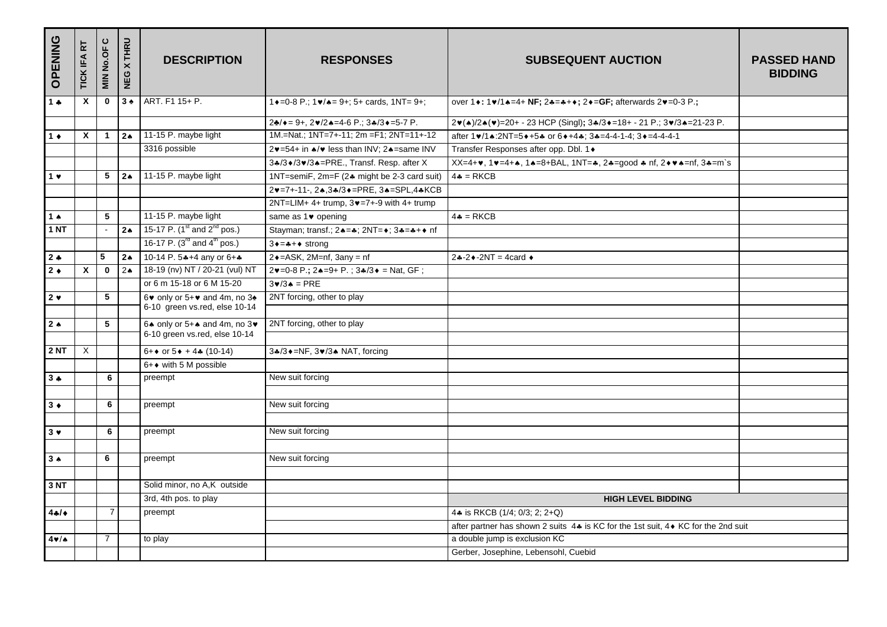| OPENING | TICK IFA RT | MIN No.OF C | NEG X THRU | DESCRIPTION | RESPONSES | SUBSEQUENT AUCTION | PASSED HAND BIDDING |
|---|---|---|---|---|---|---|---|
| 1 ♣ | X | 0 | 3 ♠ | ART. F1 15+ P. | 1♦=0-8 P.; 1♥/♠= 9+; 5+ cards, 1NT= 9+; | over 1♦: 1♥/1♠=4+ **NF;** 2♣=♣+♦**;** 2♦=**GF;** afterwards 2♥=0-3 P.**;** | |
| | | | | | 2♣/♦= 9+, 2♥/2♠=4-6 P.; 3♣/3♦=5-7 P. | 2♥(♠)/2♠(♥)=20+ - 23 HCP (Singl)**;** 3♣/3♦=18+ - 21 P.; 3♥/3♠=21-23 P. | |
| 1 ♦ | X | 1 | 2♠ | 11-15 P. maybe light | 1M.=Nat.; 1NT=7+-11; 2m =F1; 2NT=11+-12 | after 1♥/1♠:2NT=5♦+5♣ or 6♦+4♣; 3♣=4-4-1-4; 3♦=4-4-4-1 | |
| | | | | 3316 possible | 2♥=54+ in ♠/♥ less than INV; 2♠=same INV | Transfer Responses after opp. Dbl. 1♦ | |
| | | | | | 3♣/3♦/3♥/3♠=PRE., Transf. Resp. after X | XX=4+♥, 1♥=4+♠, 1♠=8+BAL, 1NT=♣, 2♣=good ♣ nf, 2♦♥♠=nf, 3♣=m`s | |
| 1 ♥ | | 5 | 2♠ | 11-15 P. maybe light | 1NT=semiF, 2m=F (2♣ might be 2-3 card suit) | 4♣ = RKCB | |
| | | | | | 2♥=7+-11-, 2♠,3♣/3♦=PRE, 3♠=SPL,4♣KCB | | |
| | | | | | 2NT=LIM+ 4+ trump, 3♥=7+-9 with 4+ trump | | |
| 1 ♠ | | 5 | | 11-15 P. maybe light | same as 1♥ opening | 4♣ = RKCB | |
| 1 NT | | - | 2♠ | 15-17 P. (1st and 2nd pos.) | Stayman; transf.; 2♠=♣; 2NT=♦; 3♣=♣+♦ nf | | |
| | | | | 16-17 P. (3rd and 4th pos.) | 3♦=♣+♦ strong | | |
| 2 ♣ | | 5 | 2♠ | 10-14 P. 5♣+4 any or 6+♣ | 2♦=ASK, 2M=nf, 3any = nf | 2♣-2♦-2NT = 4card ♦ | |
| 2 ♦ | X | 0 | 2♠ | 18-19 (nv) NT / 20-21 (vul) NT | 2♥=0-8 P.**;** 2♠=9+ P. ; 3♣/3♦ = Nat, GF ; | | |
| | | | | or 6 m 15-18 or 6 M 15-20 | 3♥/3♠ = PRE | | |
| 2 ♥ | | 5 | | 6♥ only or 5+♥ and 4m, no 3♠ 6-10 green vs.red, else 10-14 | 2NT forcing, other to play | | |
| 2 ♠ | | 5 | | 6♠ only or 5+♠ and 4m, no 3♥ 6-10 green vs.red, else 10-14 | 2NT forcing, other to play | | |
| 2 NT | X | | | 6+♦ or 5♦ + 4♣ (10-14) | 3♣/3♦=NF, 3♥/3♠ NAT, forcing | | |
| | | | | 6+♦ with 5 M possible | | | |
| 3 ♣ | | 6 | | preempt | New suit forcing | | |
| 3 ♦ | | 6 | | preempt | New suit forcing | | |
| 3 ♥ | | 6 | | preempt | New suit forcing | | |
| 3 ♠ | | 6 | | preempt | New suit forcing | | |
| 3 NT | | | | Solid minor, no A,K outside | | | |
| | | | | 3rd, 4th pos. to play | | **HIGH LEVEL BIDDING** | |
| 4♣/♦ | | 7 | | preempt | | 4♣ is RKCB (1/4; 0/3; 2; 2+Q) | |
| | | | | | | after partner has shown 2 suits 4♣ is KC for the 1st suit, 4♦ KC for the 2nd suit | |
| 4♥/♠ | | 7 | | to play | | a double jump is exclusion KC | |
| | | | | | | Gerber, Josephine, Lebensohl, Cuebid | |